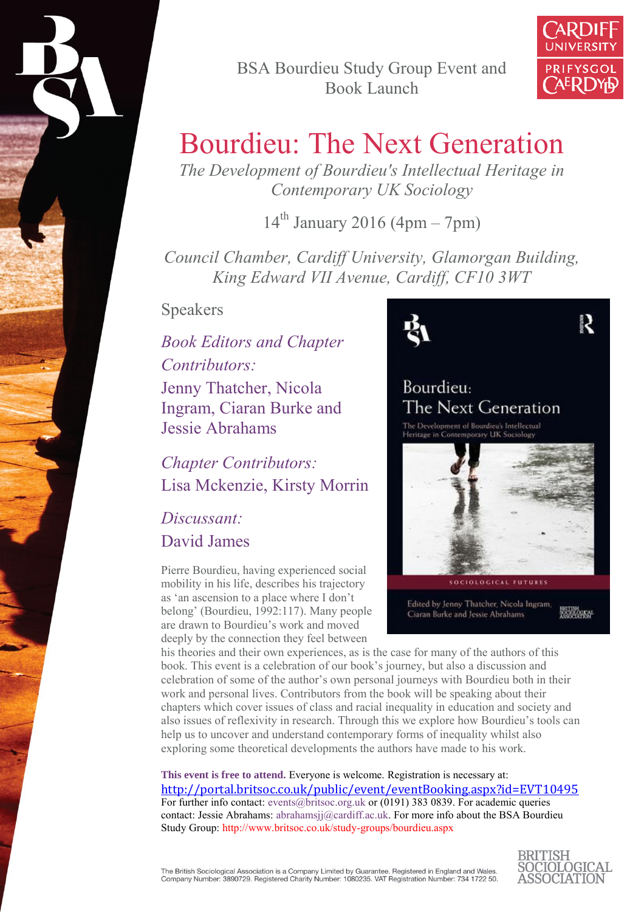BSA Bourdieu Study Group Event and Book Launch

# Bourdieu: The Next Generation

*The Development of Bourdieu's Intellectual Heritage in Contemporary UK Sociology*

14th January 2016 (4pm – 7pm)

*Council Chamber, Cardiff University, Glamorgan Building, King Edward VII Avenue, Cardiff, CF10 3WT*

## Speakers

*Book Editors and Chapter Contributors:*
Jenny Thatcher, Nicola Ingram, Ciaran Burke and Jessie Abrahams

*Chapter Contributors:*
Lisa Mckenzie, Kirsty Morrin

*Discussant:*
David James

Pierre Bourdieu, having experienced social mobility in his life, describes his trajectory as 'an ascension to a place where I don't belong' (Bourdieu, 1992:117). Many people are drawn to Bourdieu's work and moved deeply by the connection they feel between his theories and their own experiences, as is the case for many of the authors of this book. This event is a celebration of our book's journey, but also a discussion and celebration of some of the author's own personal journeys with Bourdieu both in their work and personal lives. Contributors from the book will be speaking about their chapters which cover issues of class and racial inequality in education and society and also issues of reflexivity in research. Through this we explore how Bourdieu's tools can help us to uncover and understand contemporary forms of inequality whilst also exploring some theoretical developments the authors have made to his work.

**This event is free to attend.** Everyone is welcome. Registration is necessary at: http://portal.britsoc.co.uk/public/event/eventBooking.aspx?id=EVT10495
For further info contact: events@britsoc.org.uk or (0191) 383 0839. For academic queries contact: Jessie Abrahams: abrahamsjj@cardiff.ac.uk. For more info about the BSA Bourdieu Study Group: http://www.britsoc.co.uk/study-groups/bourdieu.aspx

The British Sociological Association is a Company Limited by Guarantee. Registered in England and Wales. Company Number: 3890729. Registered Charity Number: 1080235. VAT Registration Number: 734 1722 50.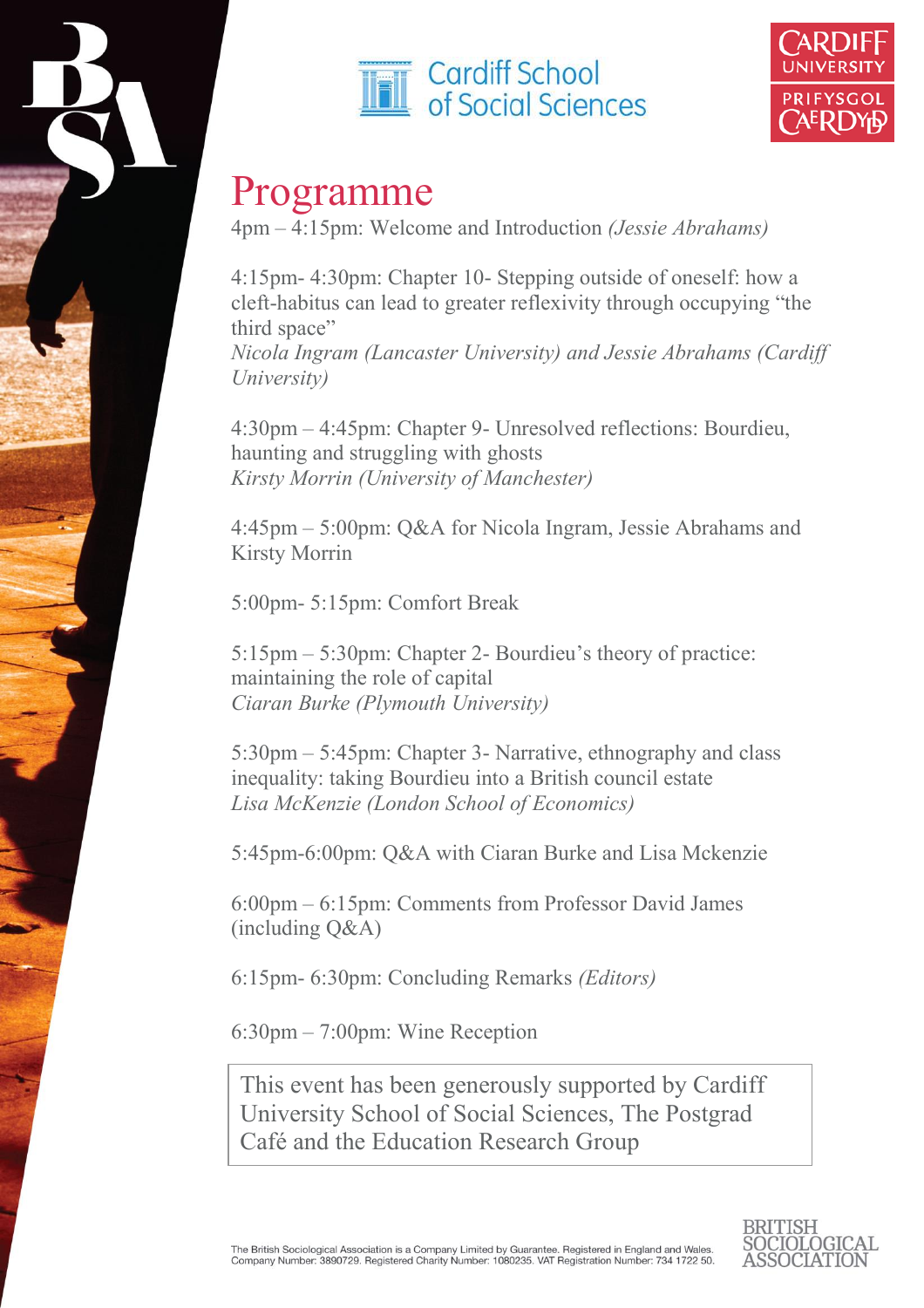Cardiff School of Social Sciences

CARDIFF UNIVERSITY PRIFYSGOL CAERDYDD

# Programme

4pm – 4:15pm: Welcome and Introduction *(Jessie Abrahams)*

4:15pm- 4:30pm: Chapter 10- Stepping outside of oneself: how a cleft-habitus can lead to greater reflexivity through occupying "the third space"
*Nicola Ingram (Lancaster University) and Jessie Abrahams (Cardiff University)*

4:30pm – 4:45pm: Chapter 9- Unresolved reflections: Bourdieu, haunting and struggling with ghosts
*Kirsty Morrin (University of Manchester)*

4:45pm – 5:00pm: Q&A for Nicola Ingram, Jessie Abrahams and Kirsty Morrin

5:00pm- 5:15pm: Comfort Break

5:15pm – 5:30pm: Chapter 2- Bourdieu's theory of practice: maintaining the role of capital
*Ciaran Burke (Plymouth University)*

5:30pm – 5:45pm: Chapter 3- Narrative, ethnography and class inequality: taking Bourdieu into a British council estate
*Lisa McKenzie (London School of Economics)*

5:45pm-6:00pm: Q&A with Ciaran Burke and Lisa Mckenzie

6:00pm – 6:15pm: Comments from Professor David James (including Q&A)

6:15pm- 6:30pm: Concluding Remarks *(Editors)*

6:30pm – 7:00pm: Wine Reception

This event has been generously supported by Cardiff University School of Social Sciences, The Postgrad Café and the Education Research Group

The British Sociological Association is a Company Limited by Guarantee. Registered in England and Wales. Company Number: 3890729. Registered Charity Number: 1080235. VAT Registration Number: 734 1722 50.

BRITISH SOCIOLOGICAL ASSOCIATION